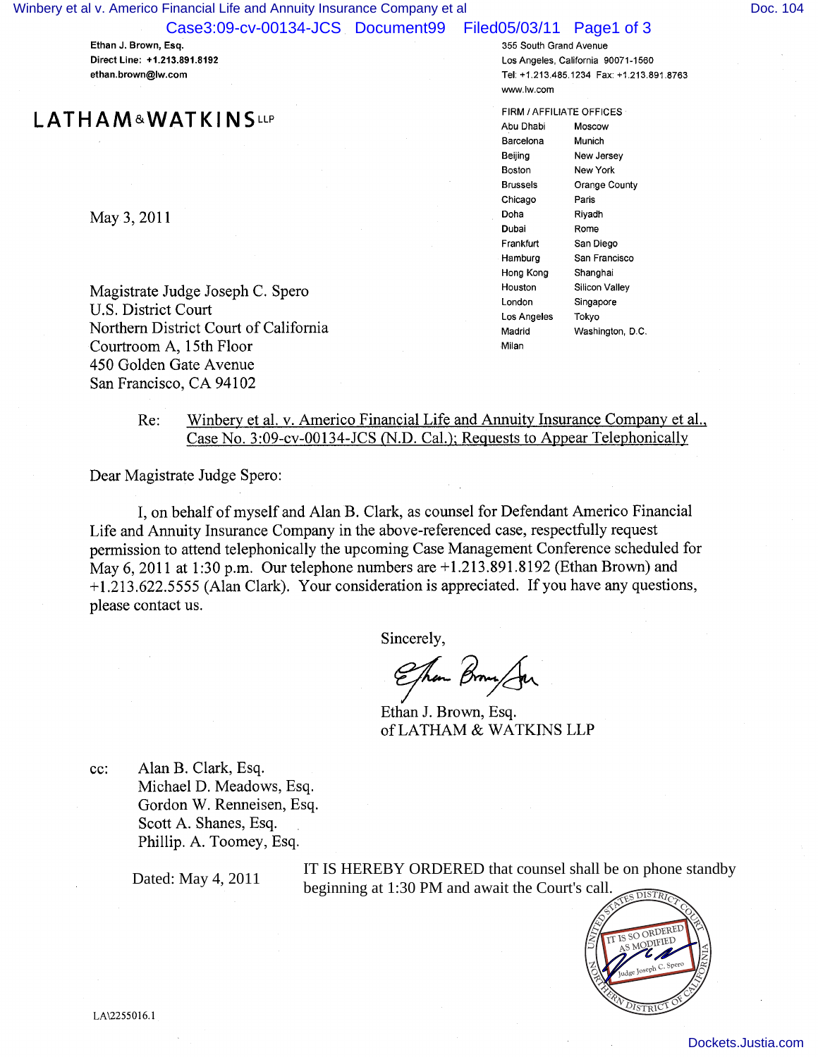Ethan J. Brown, Esq.
Direct Line: +1.213.891.8192
ethan.brown@lw.com

355 South Grand Avenue
Los Angeles, California 90071-1560
Tel: +1.213.485.1234 Fax: +1.213.891.8763
www.lw.com

# LATHAM & WATKINS LLP

FIRM / AFFILIATE OFFICES

| | |
|---|---|
| Abu Dhabi | Moscow |
| Barcelona | Munich |
| Beijing | New Jersey |
| Boston | New York |
| Brussels | Orange County |
| Chicago | Paris |
| Doha | Riyadh |
| Dubai | Rome |
| Frankfurt | San Diego |
| Hamburg | San Francisco |
| Hong Kong | Shanghai |
| Houston | Silicon Valley |
| London | Singapore |
| Los Angeles | Tokyo |
| Madrid | Washington, D.C. |
| Milan | |

May 3, 2011

Magistrate Judge Joseph C. Spero
U.S. District Court
Northern District Court of California
Courtroom A, 15th Floor
450 Golden Gate Avenue
San Francisco, CA 94102

Re: Winbery et al. v. Americo Financial Life and Annuity Insurance Company et al., Case No. 3:09-cv-00134-JCS (N.D. Cal.); Requests to Appear Telephonically

Dear Magistrate Judge Spero:

I, on behalf of myself and Alan B. Clark, as counsel for Defendant Americo Financial Life and Annuity Insurance Company in the above-referenced case, respectfully request permission to attend telephonically the upcoming Case Management Conference scheduled for May 6, 2011 at 1:30 p.m. Our telephone numbers are +1.213.891.8192 (Ethan Brown) and +1.213.622.5555 (Alan Clark). Your consideration is appreciated. If you have any questions, please contact us.

Sincerely,

Ethan J. Brown, Esq.
of LATHAM & WATKINS LLP

cc: Alan B. Clark, Esq.
Michael D. Meadows, Esq.
Gordon W. Renneisen, Esq.
Scott A. Shanes, Esq.
Phillip. A. Toomey, Esq.

Dated: May 4, 2011

IT IS HEREBY ORDERED that counsel shall be on phone standby beginning at 1:30 PM and await the Court's call.

IT IS SO ORDERED AS MODIFIED
Judge Joseph C. Spero
UNITED STATES DISTRICT COURT NORTHERN DISTRICT OF CALIFORNIA

LA\2255016.1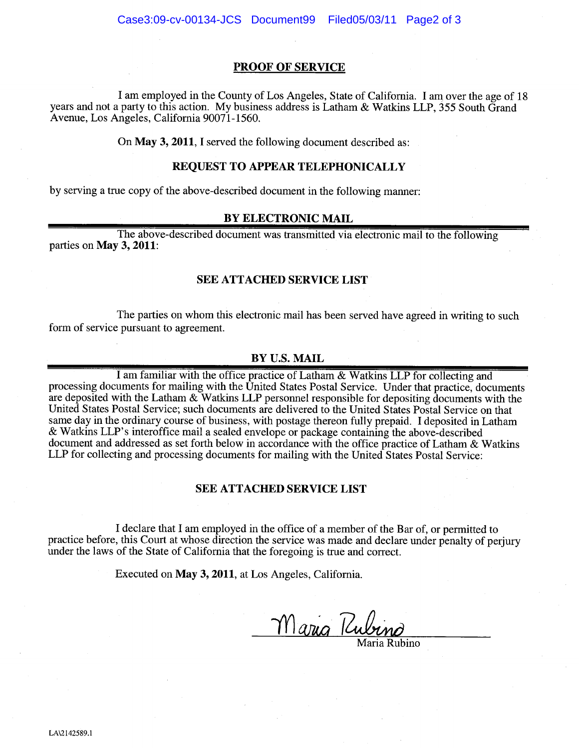## PROOF OF SERVICE

I am employed in the County of Los Angeles, State of California. I am over the age of 18 years and not a party to this action. My business address is Latham & Watkins LLP, 355 South Grand Avenue, Los Angeles, California 90071-1560.

On **May 3, 2011**, I served the following document described as:

### REQUEST TO APPEAR TELEPHONICALLY

by serving a true copy of the above-described document in the following manner:

### BY ELECTRONIC MAIL

The above-described document was transmitted via electronic mail to the following parties on **May 3, 2011**:

**SEE ATTACHED SERVICE LIST**

The parties on whom this electronic mail has been served have agreed in writing to such form of service pursuant to agreement.

### BY U.S. MAIL

I am familiar with the office practice of Latham & Watkins LLP for collecting and processing documents for mailing with the United States Postal Service. Under that practice, documents are deposited with the Latham & Watkins LLP personnel responsible for depositing documents with the United States Postal Service; such documents are delivered to the United States Postal Service on that same day in the ordinary course of business, with postage thereon fully prepaid. I deposited in Latham & Watkins LLP's interoffice mail a sealed envelope or package containing the above-described document and addressed as set forth below in accordance with the office practice of Latham & Watkins LLP for collecting and processing documents for mailing with the United States Postal Service:

**SEE ATTACHED SERVICE LIST**

I declare that I am employed in the office of a member of the Bar of, or permitted to practice before, this Court at whose direction the service was made and declare under penalty of perjury under the laws of the State of California that the foregoing is true and correct.

Executed on **May 3, 2011**, at Los Angeles, California.

Maria Rubino
Maria Rubino

LA\2142589.1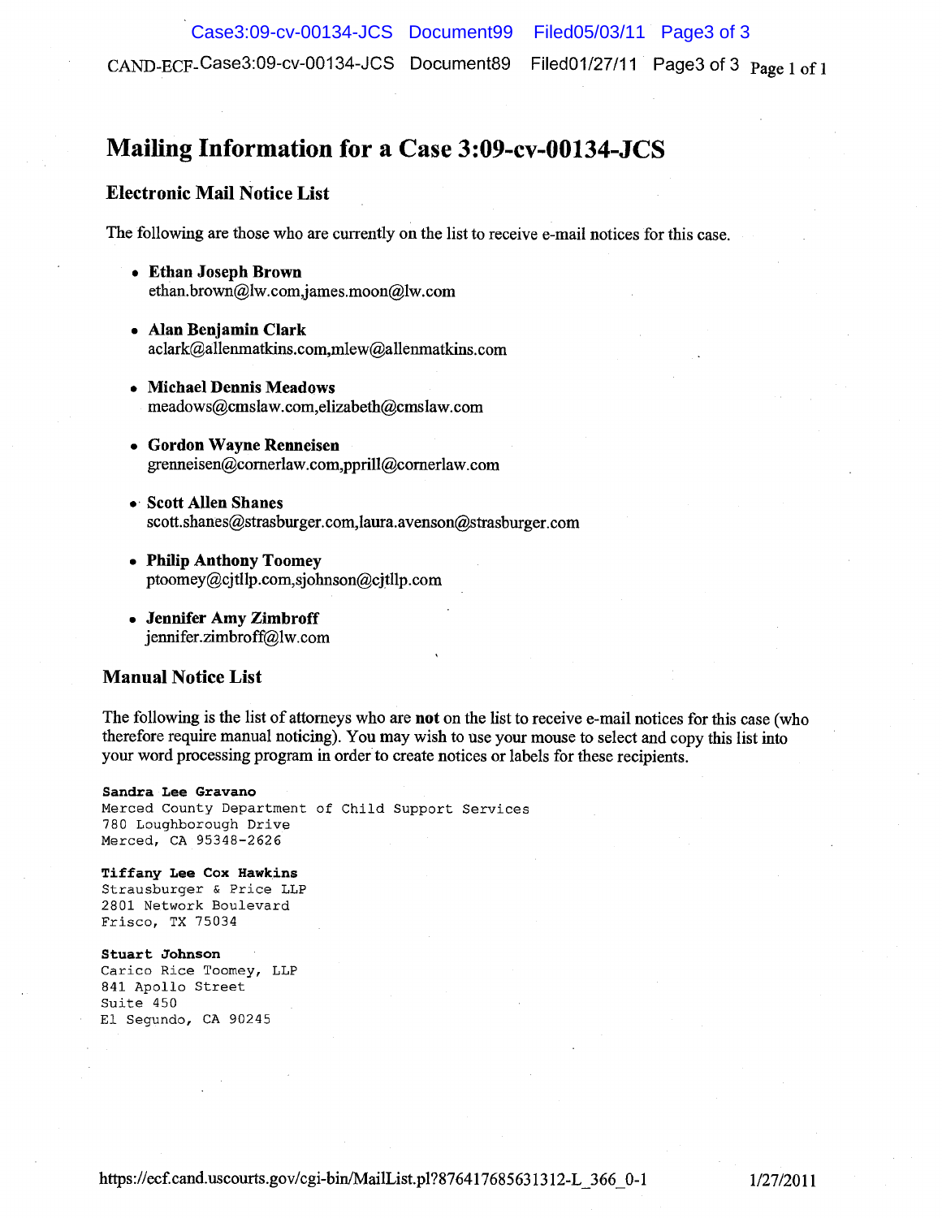# Mailing Information for a Case 3:09-cv-00134-JCS

## Electronic Mail Notice List

The following are those who are currently on the list to receive e-mail notices for this case.

- **Ethan Joseph Brown**
  ethan.brown@lw.com,james.moon@lw.com
- **Alan Benjamin Clark**
  aclark@allenmatkins.com,mlew@allenmatkins.com
- **Michael Dennis Meadows**
  meadows@cmslaw.com,elizabeth@cmslaw.com
- **Gordon Wayne Renneisen**
  grenneisen@cornerlaw.com,pprill@cornerlaw.com
- **Scott Allen Shanes**
  scott.shanes@strasburger.com,laura.avenson@strasburger.com
- **Philip Anthony Toomey**
  ptoomey@cjtllp.com,sjohnson@cjtllp.com
- **Jennifer Amy Zimbroff**
  jennifer.zimbroff@lw.com

## Manual Notice List

The following is the list of attorneys who are **not** on the list to receive e-mail notices for this case (who therefore require manual noticing). You may wish to use your mouse to select and copy this list into your word processing program in order to create notices or labels for these recipients.

**Sandra Lee Gravano**
Merced County Department of Child Support Services
780 Loughborough Drive
Merced, CA 95348-2626

**Tiffany Lee Cox Hawkins**
Strausburger & Price LLP
2801 Network Boulevard
Frisco, TX 75034

**Stuart Johnson**
Carico Rice Toomey, LLP
841 Apollo Street
Suite 450
El Segundo, CA 90245

https://ecf.cand.uscourts.gov/cgi-bin/MailList.pl?876417685631312-L_366_0-1 1/27/2011